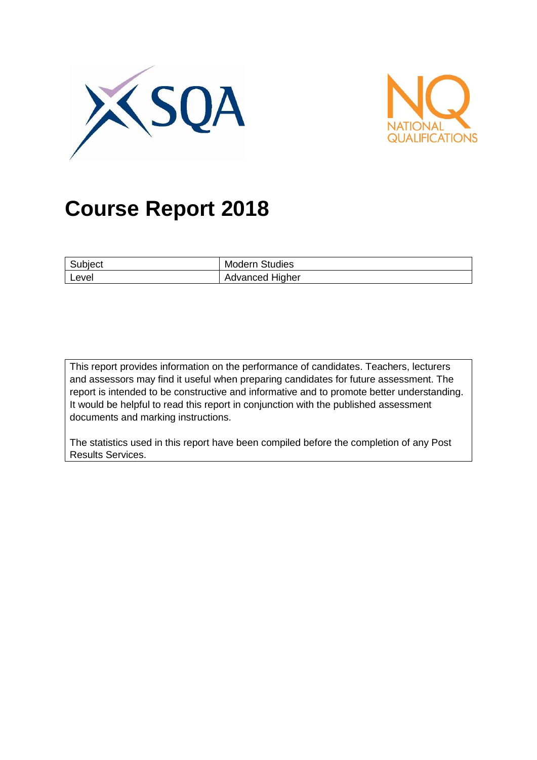# Course Report 2018

| Subject | Modern Studies |
|---|---|
| Level | Advanced Higher |

This report provides information on the performance of candidates. Teachers, lecturers and assessors may find it useful when preparing candidates for future assessment. The report is intended to be constructive and informative and to promote better understanding. It would be helpful to read this report in conjunction with the published assessment documents and marking instructions.

The statistics used in this report have been compiled before the completion of any Post Results Services.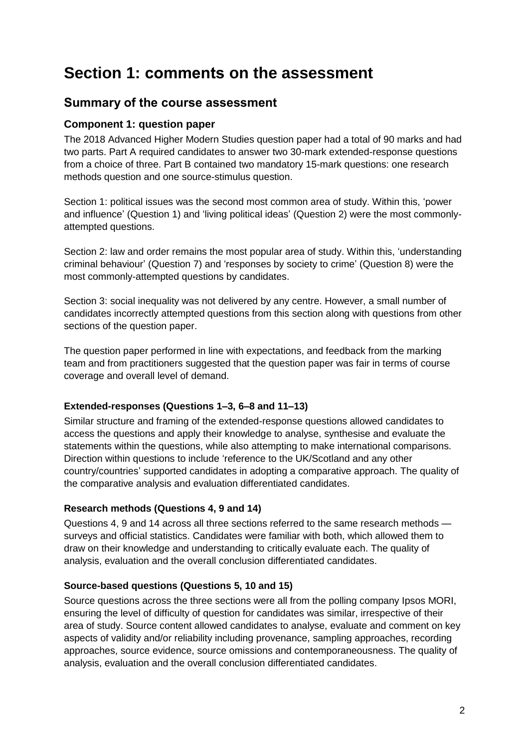# Section 1: comments on the assessment

## Summary of the course assessment

### Component 1: question paper

The 2018 Advanced Higher Modern Studies question paper had a total of 90 marks and had two parts. Part A required candidates to answer two 30-mark extended-response questions from a choice of three. Part B contained two mandatory 15-mark questions: one research methods question and one source-stimulus question.

Section 1: political issues was the second most common area of study. Within this, 'power and influence' (Question 1) and 'living political ideas' (Question 2) were the most commonly-attempted questions.

Section 2: law and order remains the most popular area of study. Within this, 'understanding criminal behaviour' (Question 7) and 'responses by society to crime' (Question 8) were the most commonly-attempted questions by candidates.

Section 3: social inequality was not delivered by any centre. However, a small number of candidates incorrectly attempted questions from this section along with questions from other sections of the question paper.

The question paper performed in line with expectations, and feedback from the marking team and from practitioners suggested that the question paper was fair in terms of course coverage and overall level of demand.

#### Extended-responses (Questions 1–3, 6–8 and 11–13)

Similar structure and framing of the extended-response questions allowed candidates to access the questions and apply their knowledge to analyse, synthesise and evaluate the statements within the questions, while also attempting to make international comparisons. Direction within questions to include 'reference to the UK/Scotland and any other country/countries' supported candidates in adopting a comparative approach. The quality of the comparative analysis and evaluation differentiated candidates.

#### Research methods (Questions 4, 9 and 14)

Questions 4, 9 and 14 across all three sections referred to the same research methods — surveys and official statistics. Candidates were familiar with both, which allowed them to draw on their knowledge and understanding to critically evaluate each. The quality of analysis, evaluation and the overall conclusion differentiated candidates.

#### Source-based questions (Questions 5, 10 and 15)

Source questions across the three sections were all from the polling company Ipsos MORI, ensuring the level of difficulty of question for candidates was similar, irrespective of their area of study. Source content allowed candidates to analyse, evaluate and comment on key aspects of validity and/or reliability including provenance, sampling approaches, recording approaches, source evidence, source omissions and contemporaneousness. The quality of analysis, evaluation and the overall conclusion differentiated candidates.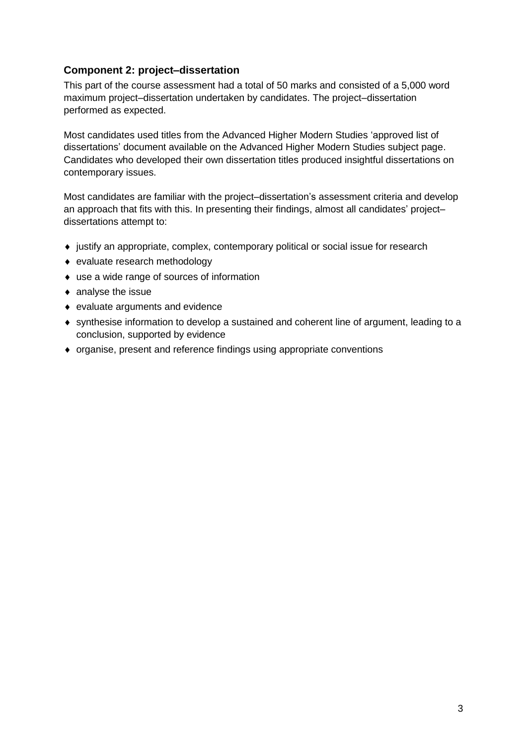### Component 2: project–dissertation

This part of the course assessment had a total of 50 marks and consisted of a 5,000 word maximum project–dissertation undertaken by candidates. The project–dissertation performed as expected.

Most candidates used titles from the Advanced Higher Modern Studies 'approved list of dissertations' document available on the Advanced Higher Modern Studies subject page. Candidates who developed their own dissertation titles produced insightful dissertations on contemporary issues.

Most candidates are familiar with the project–dissertation's assessment criteria and develop an approach that fits with this. In presenting their findings, almost all candidates' project–dissertations attempt to:

- justify an appropriate, complex, contemporary political or social issue for research
- evaluate research methodology
- use a wide range of sources of information
- analyse the issue
- evaluate arguments and evidence
- synthesise information to develop a sustained and coherent line of argument, leading to a conclusion, supported by evidence
- organise, present and reference findings using appropriate conventions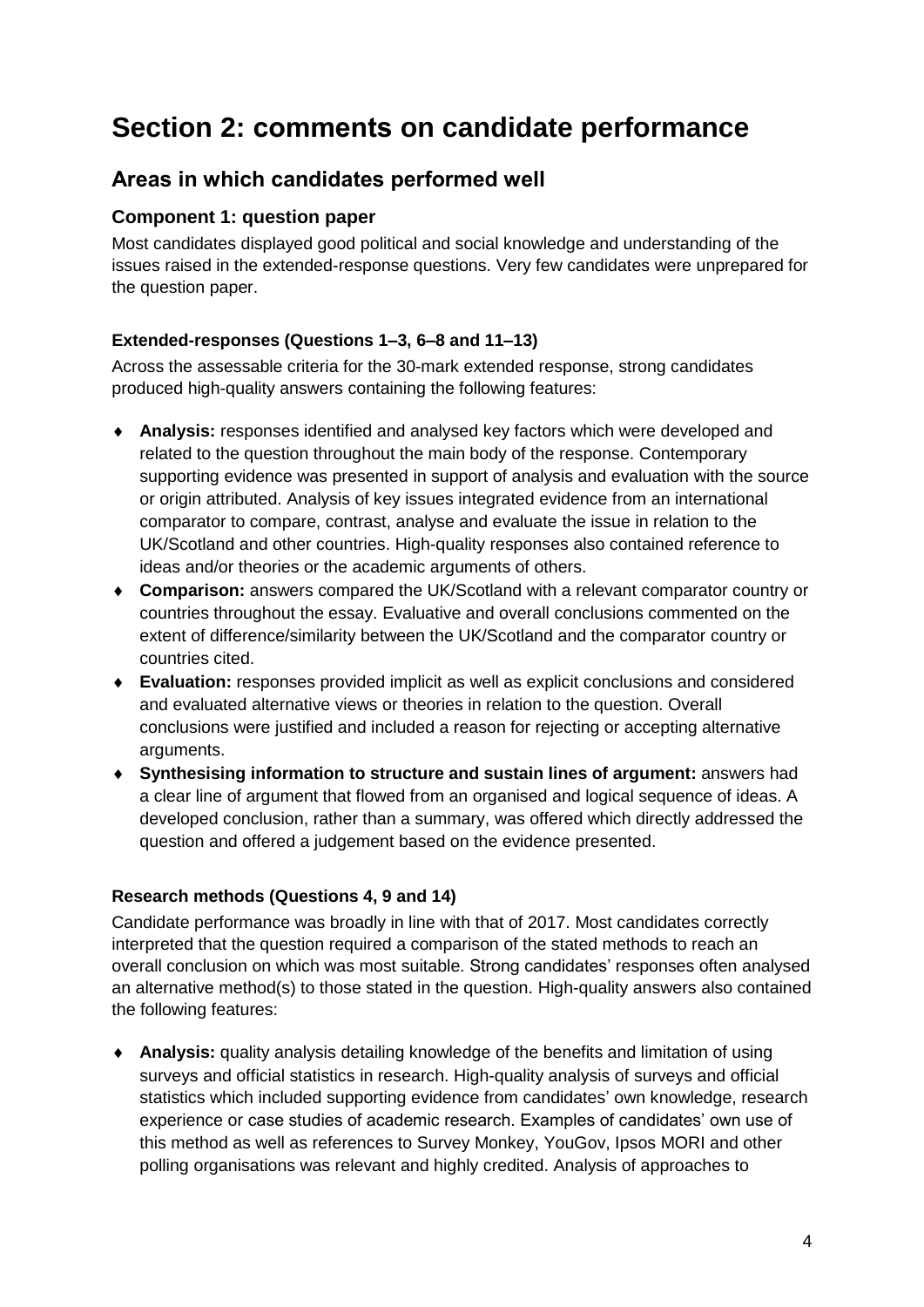# Section 2: comments on candidate performance

## Areas in which candidates performed well

### Component 1: question paper

Most candidates displayed good political and social knowledge and understanding of the issues raised in the extended-response questions. Very few candidates were unprepared for the question paper.

#### Extended-responses (Questions 1–3, 6–8 and 11–13)

Across the assessable criteria for the 30-mark extended response, strong candidates produced high-quality answers containing the following features:

- **Analysis:** responses identified and analysed key factors which were developed and related to the question throughout the main body of the response. Contemporary supporting evidence was presented in support of analysis and evaluation with the source or origin attributed. Analysis of key issues integrated evidence from an international comparator to compare, contrast, analyse and evaluate the issue in relation to the UK/Scotland and other countries. High-quality responses also contained reference to ideas and/or theories or the academic arguments of others.
- **Comparison:** answers compared the UK/Scotland with a relevant comparator country or countries throughout the essay. Evaluative and overall conclusions commented on the extent of difference/similarity between the UK/Scotland and the comparator country or countries cited.
- **Evaluation:** responses provided implicit as well as explicit conclusions and considered and evaluated alternative views or theories in relation to the question. Overall conclusions were justified and included a reason for rejecting or accepting alternative arguments.
- **Synthesising information to structure and sustain lines of argument:** answers had a clear line of argument that flowed from an organised and logical sequence of ideas. A developed conclusion, rather than a summary, was offered which directly addressed the question and offered a judgement based on the evidence presented.

#### Research methods (Questions 4, 9 and 14)

Candidate performance was broadly in line with that of 2017. Most candidates correctly interpreted that the question required a comparison of the stated methods to reach an overall conclusion on which was most suitable. Strong candidates' responses often analysed an alternative method(s) to those stated in the question. High-quality answers also contained the following features:

- **Analysis:** quality analysis detailing knowledge of the benefits and limitation of using surveys and official statistics in research. High-quality analysis of surveys and official statistics which included supporting evidence from candidates' own knowledge, research experience or case studies of academic research. Examples of candidates' own use of this method as well as references to Survey Monkey, YouGov, Ipsos MORI and other polling organisations was relevant and highly credited. Analysis of approaches to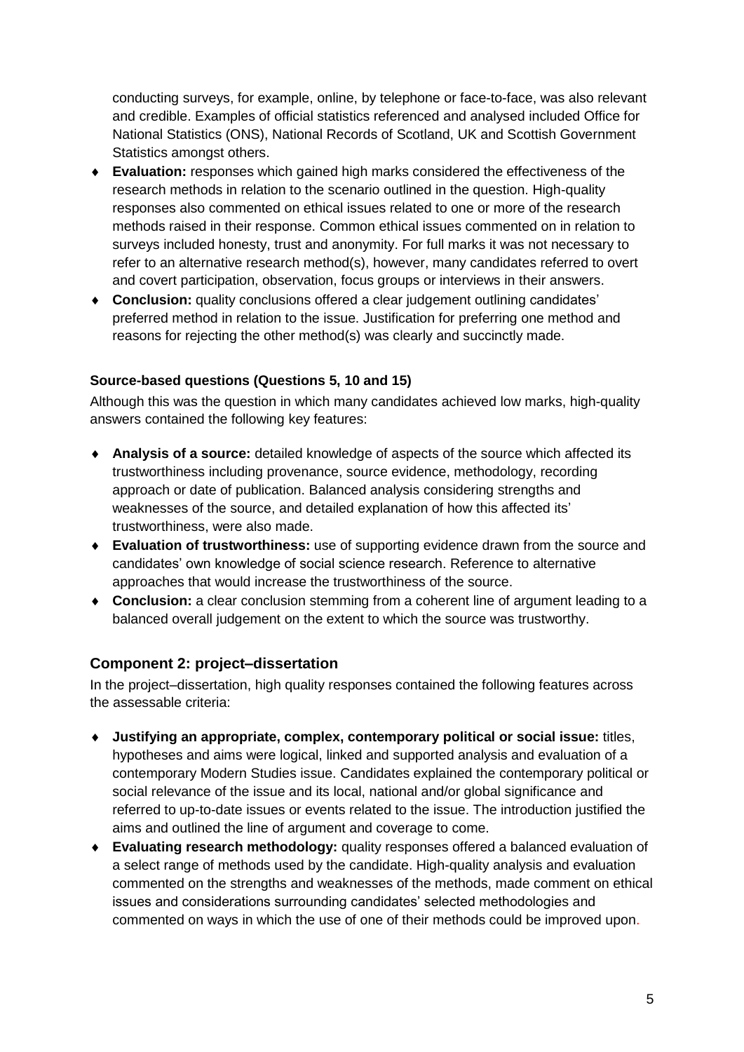conducting surveys, for example, online, by telephone or face-to-face, was also relevant and credible. Examples of official statistics referenced and analysed included Office for National Statistics (ONS), National Records of Scotland, UK and Scottish Government Statistics amongst others.

- **Evaluation:** responses which gained high marks considered the effectiveness of the research methods in relation to the scenario outlined in the question. High-quality responses also commented on ethical issues related to one or more of the research methods raised in their response. Common ethical issues commented on in relation to surveys included honesty, trust and anonymity. For full marks it was not necessary to refer to an alternative research method(s), however, many candidates referred to overt and covert participation, observation, focus groups or interviews in their answers.
- **Conclusion:** quality conclusions offered a clear judgement outlining candidates' preferred method in relation to the issue. Justification for preferring one method and reasons for rejecting the other method(s) was clearly and succinctly made.

**Source-based questions (Questions 5, 10 and 15)**

Although this was the question in which many candidates achieved low marks, high-quality answers contained the following key features:

- **Analysis of a source:** detailed knowledge of aspects of the source which affected its trustworthiness including provenance, source evidence, methodology, recording approach or date of publication. Balanced analysis considering strengths and weaknesses of the source, and detailed explanation of how this affected its' trustworthiness, were also made.
- **Evaluation of trustworthiness:** use of supporting evidence drawn from the source and candidates' own knowledge of social science research. Reference to alternative approaches that would increase the trustworthiness of the source.
- **Conclusion:** a clear conclusion stemming from a coherent line of argument leading to a balanced overall judgement on the extent to which the source was trustworthy.

## Component 2: project–dissertation

In the project–dissertation, high quality responses contained the following features across the assessable criteria:

- **Justifying an appropriate, complex, contemporary political or social issue:** titles, hypotheses and aims were logical, linked and supported analysis and evaluation of a contemporary Modern Studies issue. Candidates explained the contemporary political or social relevance of the issue and its local, national and/or global significance and referred to up-to-date issues or events related to the issue. The introduction justified the aims and outlined the line of argument and coverage to come.
- **Evaluating research methodology:** quality responses offered a balanced evaluation of a select range of methods used by the candidate. High-quality analysis and evaluation commented on the strengths and weaknesses of the methods, made comment on ethical issues and considerations surrounding candidates' selected methodologies and commented on ways in which the use of one of their methods could be improved upon.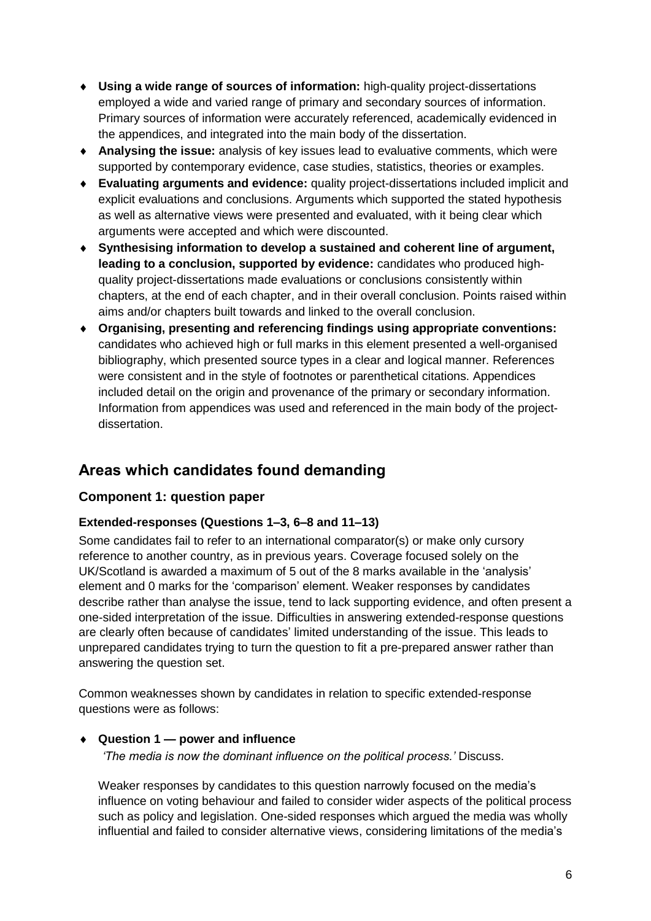- **Using a wide range of sources of information:** high-quality project-dissertations employed a wide and varied range of primary and secondary sources of information. Primary sources of information were accurately referenced, academically evidenced in the appendices, and integrated into the main body of the dissertation.
- **Analysing the issue:** analysis of key issues lead to evaluative comments, which were supported by contemporary evidence, case studies, statistics, theories or examples.
- **Evaluating arguments and evidence:** quality project-dissertations included implicit and explicit evaluations and conclusions. Arguments which supported the stated hypothesis as well as alternative views were presented and evaluated, with it being clear which arguments were accepted and which were discounted.
- **Synthesising information to develop a sustained and coherent line of argument, leading to a conclusion, supported by evidence:** candidates who produced high-quality project-dissertations made evaluations or conclusions consistently within chapters, at the end of each chapter, and in their overall conclusion. Points raised within aims and/or chapters built towards and linked to the overall conclusion.
- **Organising, presenting and referencing findings using appropriate conventions:** candidates who achieved high or full marks in this element presented a well-organised bibliography, which presented source types in a clear and logical manner. References were consistent and in the style of footnotes or parenthetical citations. Appendices included detail on the origin and provenance of the primary or secondary information. Information from appendices was used and referenced in the main body of the project-dissertation.

## Areas which candidates found demanding

### Component 1: question paper

#### Extended-responses (Questions 1–3, 6–8 and 11–13)

Some candidates fail to refer to an international comparator(s) or make only cursory reference to another country, as in previous years. Coverage focused solely on the UK/Scotland is awarded a maximum of 5 out of the 8 marks available in the 'analysis' element and 0 marks for the 'comparison' element. Weaker responses by candidates describe rather than analyse the issue, tend to lack supporting evidence, and often present a one-sided interpretation of the issue. Difficulties in answering extended-response questions are clearly often because of candidates' limited understanding of the issue. This leads to unprepared candidates trying to turn the question to fit a pre-prepared answer rather than answering the question set.

Common weaknesses shown by candidates in relation to specific extended-response questions were as follows:

- **Question 1 — power and influence**

  *'The media is now the dominant influence on the political process.'* Discuss.

  Weaker responses by candidates to this question narrowly focused on the media's influence on voting behaviour and failed to consider wider aspects of the political process such as policy and legislation. One-sided responses which argued the media was wholly influential and failed to consider alternative views, considering limitations of the media's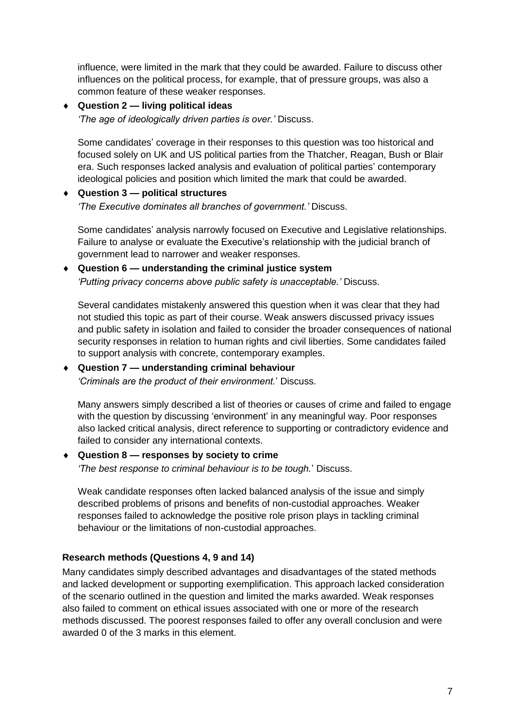influence, were limited in the mark that they could be awarded. Failure to discuss other influences on the political process, for example, that of pressure groups, was also a common feature of these weaker responses.

- **Question 2 — living political ideas**

  *'The age of ideologically driven parties is over.'* Discuss.

  Some candidates' coverage in their responses to this question was too historical and focused solely on UK and US political parties from the Thatcher, Reagan, Bush or Blair era. Such responses lacked analysis and evaluation of political parties' contemporary ideological policies and position which limited the mark that could be awarded.

- **Question 3 — political structures**

  *'The Executive dominates all branches of government.'* Discuss.

  Some candidates' analysis narrowly focused on Executive and Legislative relationships. Failure to analyse or evaluate the Executive's relationship with the judicial branch of government lead to narrower and weaker responses.

- **Question 6 — understanding the criminal justice system**

  *'Putting privacy concerns above public safety is unacceptable.'* Discuss.

  Several candidates mistakenly answered this question when it was clear that they had not studied this topic as part of their course. Weak answers discussed privacy issues and public safety in isolation and failed to consider the broader consequences of national security responses in relation to human rights and civil liberties. Some candidates failed to support analysis with concrete, contemporary examples.

- **Question 7 — understanding criminal behaviour**

  *'Criminals are the product of their environment.'* Discuss.

  Many answers simply described a list of theories or causes of crime and failed to engage with the question by discussing 'environment' in any meaningful way. Poor responses also lacked critical analysis, direct reference to supporting or contradictory evidence and failed to consider any international contexts.

- **Question 8 — responses by society to crime**

  *'The best response to criminal behaviour is to be tough.'* Discuss.

  Weak candidate responses often lacked balanced analysis of the issue and simply described problems of prisons and benefits of non-custodial approaches. Weaker responses failed to acknowledge the positive role prison plays in tackling criminal behaviour or the limitations of non-custodial approaches.

**Research methods (Questions 4, 9 and 14)**

Many candidates simply described advantages and disadvantages of the stated methods and lacked development or supporting exemplification. This approach lacked consideration of the scenario outlined in the question and limited the marks awarded. Weak responses also failed to comment on ethical issues associated with one or more of the research methods discussed. The poorest responses failed to offer any overall conclusion and were awarded 0 of the 3 marks in this element.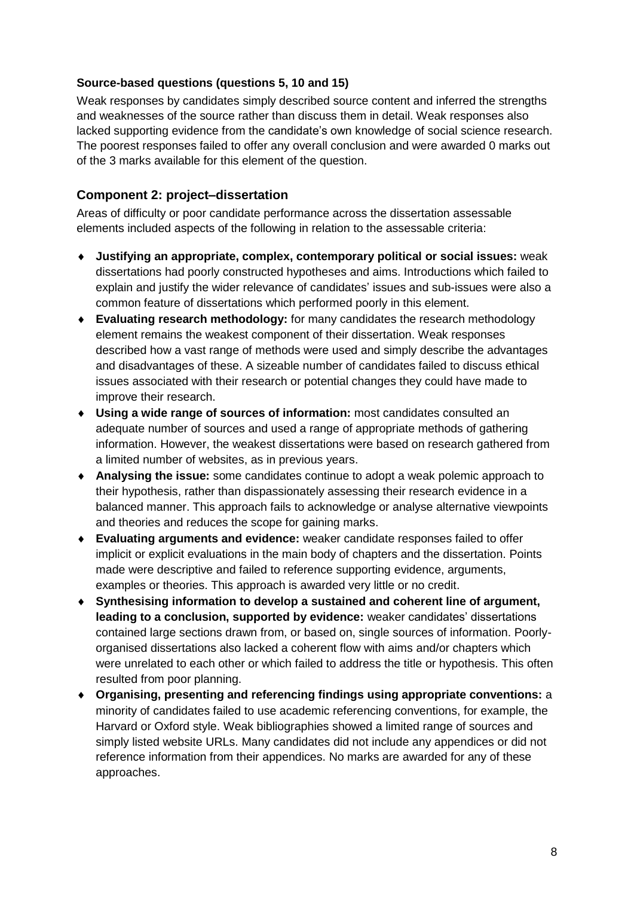**Source-based questions (questions 5, 10 and 15)**

Weak responses by candidates simply described source content and inferred the strengths and weaknesses of the source rather than discuss them in detail. Weak responses also lacked supporting evidence from the candidate's own knowledge of social science research. The poorest responses failed to offer any overall conclusion and were awarded 0 marks out of the 3 marks available for this element of the question.

## Component 2: project–dissertation

Areas of difficulty or poor candidate performance across the dissertation assessable elements included aspects of the following in relation to the assessable criteria:

- **Justifying an appropriate, complex, contemporary political or social issues:** weak dissertations had poorly constructed hypotheses and aims. Introductions which failed to explain and justify the wider relevance of candidates' issues and sub-issues were also a common feature of dissertations which performed poorly in this element.
- **Evaluating research methodology:** for many candidates the research methodology element remains the weakest component of their dissertation. Weak responses described how a vast range of methods were used and simply describe the advantages and disadvantages of these. A sizeable number of candidates failed to discuss ethical issues associated with their research or potential changes they could have made to improve their research.
- **Using a wide range of sources of information:** most candidates consulted an adequate number of sources and used a range of appropriate methods of gathering information. However, the weakest dissertations were based on research gathered from a limited number of websites, as in previous years.
- **Analysing the issue:** some candidates continue to adopt a weak polemic approach to their hypothesis, rather than dispassionately assessing their research evidence in a balanced manner. This approach fails to acknowledge or analyse alternative viewpoints and theories and reduces the scope for gaining marks.
- **Evaluating arguments and evidence:** weaker candidate responses failed to offer implicit or explicit evaluations in the main body of chapters and the dissertation. Points made were descriptive and failed to reference supporting evidence, arguments, examples or theories. This approach is awarded very little or no credit.
- **Synthesising information to develop a sustained and coherent line of argument, leading to a conclusion, supported by evidence:** weaker candidates' dissertations contained large sections drawn from, or based on, single sources of information. Poorly-organised dissertations also lacked a coherent flow with aims and/or chapters which were unrelated to each other or which failed to address the title or hypothesis. This often resulted from poor planning.
- **Organising, presenting and referencing findings using appropriate conventions:** a minority of candidates failed to use academic referencing conventions, for example, the Harvard or Oxford style. Weak bibliographies showed a limited range of sources and simply listed website URLs. Many candidates did not include any appendices or did not reference information from their appendices. No marks are awarded for any of these approaches.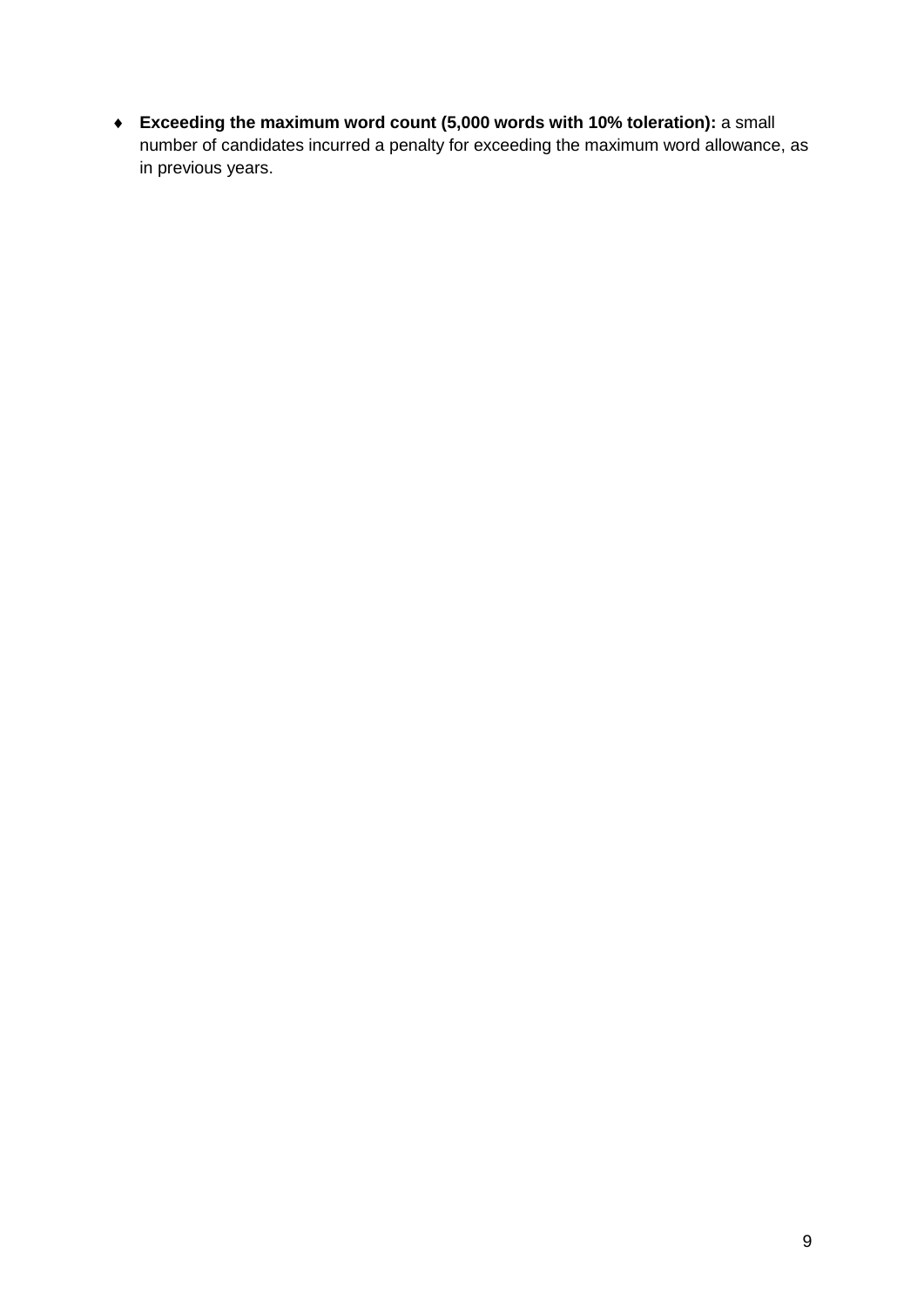- **Exceeding the maximum word count (5,000 words with 10% toleration):** a small number of candidates incurred a penalty for exceeding the maximum word allowance, as in previous years.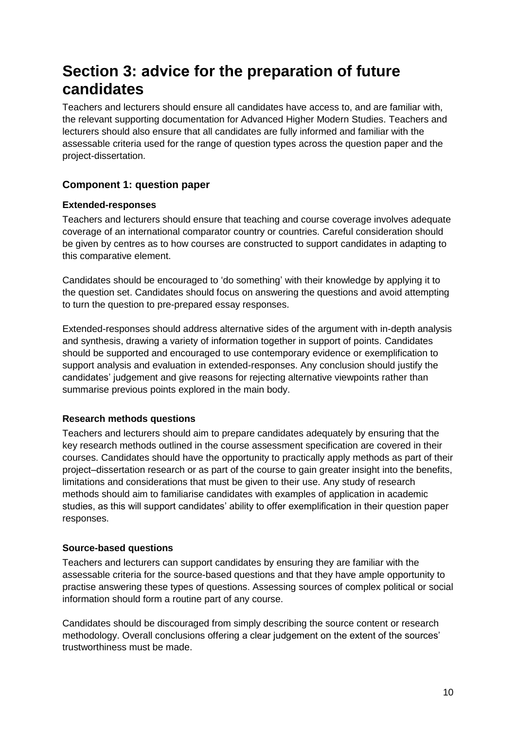# Section 3: advice for the preparation of future candidates

Teachers and lecturers should ensure all candidates have access to, and are familiar with, the relevant supporting documentation for Advanced Higher Modern Studies. Teachers and lecturers should also ensure that all candidates are fully informed and familiar with the assessable criteria used for the range of question types across the question paper and the project-dissertation.

## Component 1: question paper

### Extended-responses

Teachers and lecturers should ensure that teaching and course coverage involves adequate coverage of an international comparator country or countries. Careful consideration should be given by centres as to how courses are constructed to support candidates in adapting to this comparative element.

Candidates should be encouraged to 'do something' with their knowledge by applying it to the question set. Candidates should focus on answering the questions and avoid attempting to turn the question to pre-prepared essay responses.

Extended-responses should address alternative sides of the argument with in-depth analysis and synthesis, drawing a variety of information together in support of points. Candidates should be supported and encouraged to use contemporary evidence or exemplification to support analysis and evaluation in extended-responses. Any conclusion should justify the candidates' judgement and give reasons for rejecting alternative viewpoints rather than summarise previous points explored in the main body.

### Research methods questions

Teachers and lecturers should aim to prepare candidates adequately by ensuring that the key research methods outlined in the course assessment specification are covered in their courses. Candidates should have the opportunity to practically apply methods as part of their project–dissertation research or as part of the course to gain greater insight into the benefits, limitations and considerations that must be given to their use. Any study of research methods should aim to familiarise candidates with examples of application in academic studies, as this will support candidates' ability to offer exemplification in their question paper responses.

### Source-based questions

Teachers and lecturers can support candidates by ensuring they are familiar with the assessable criteria for the source-based questions and that they have ample opportunity to practise answering these types of questions. Assessing sources of complex political or social information should form a routine part of any course.

Candidates should be discouraged from simply describing the source content or research methodology. Overall conclusions offering a clear judgement on the extent of the sources' trustworthiness must be made.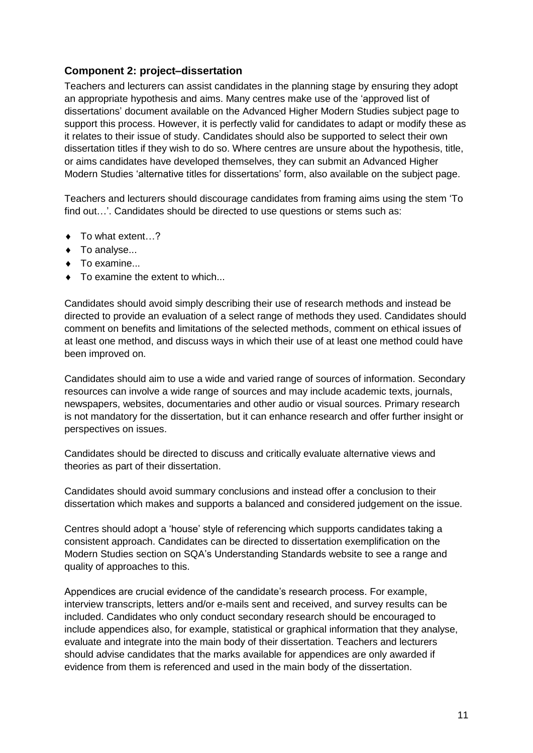### Component 2: project–dissertation

Teachers and lecturers can assist candidates in the planning stage by ensuring they adopt an appropriate hypothesis and aims. Many centres make use of the 'approved list of dissertations' document available on the Advanced Higher Modern Studies subject page to support this process. However, it is perfectly valid for candidates to adapt or modify these as it relates to their issue of study. Candidates should also be supported to select their own dissertation titles if they wish to do so. Where centres are unsure about the hypothesis, title, or aims candidates have developed themselves, they can submit an Advanced Higher Modern Studies 'alternative titles for dissertations' form, also available on the subject page.

Teachers and lecturers should discourage candidates from framing aims using the stem 'To find out…'. Candidates should be directed to use questions or stems such as:

- To what extent…?
- To analyse...
- To examine...
- To examine the extent to which...

Candidates should avoid simply describing their use of research methods and instead be directed to provide an evaluation of a select range of methods they used. Candidates should comment on benefits and limitations of the selected methods, comment on ethical issues of at least one method, and discuss ways in which their use of at least one method could have been improved on.

Candidates should aim to use a wide and varied range of sources of information. Secondary resources can involve a wide range of sources and may include academic texts, journals, newspapers, websites, documentaries and other audio or visual sources. Primary research is not mandatory for the dissertation, but it can enhance research and offer further insight or perspectives on issues.

Candidates should be directed to discuss and critically evaluate alternative views and theories as part of their dissertation.

Candidates should avoid summary conclusions and instead offer a conclusion to their dissertation which makes and supports a balanced and considered judgement on the issue.

Centres should adopt a 'house' style of referencing which supports candidates taking a consistent approach. Candidates can be directed to dissertation exemplification on the Modern Studies section on SQA's Understanding Standards website to see a range and quality of approaches to this.

Appendices are crucial evidence of the candidate's research process. For example, interview transcripts, letters and/or e-mails sent and received, and survey results can be included. Candidates who only conduct secondary research should be encouraged to include appendices also, for example, statistical or graphical information that they analyse, evaluate and integrate into the main body of their dissertation. Teachers and lecturers should advise candidates that the marks available for appendices are only awarded if evidence from them is referenced and used in the main body of the dissertation.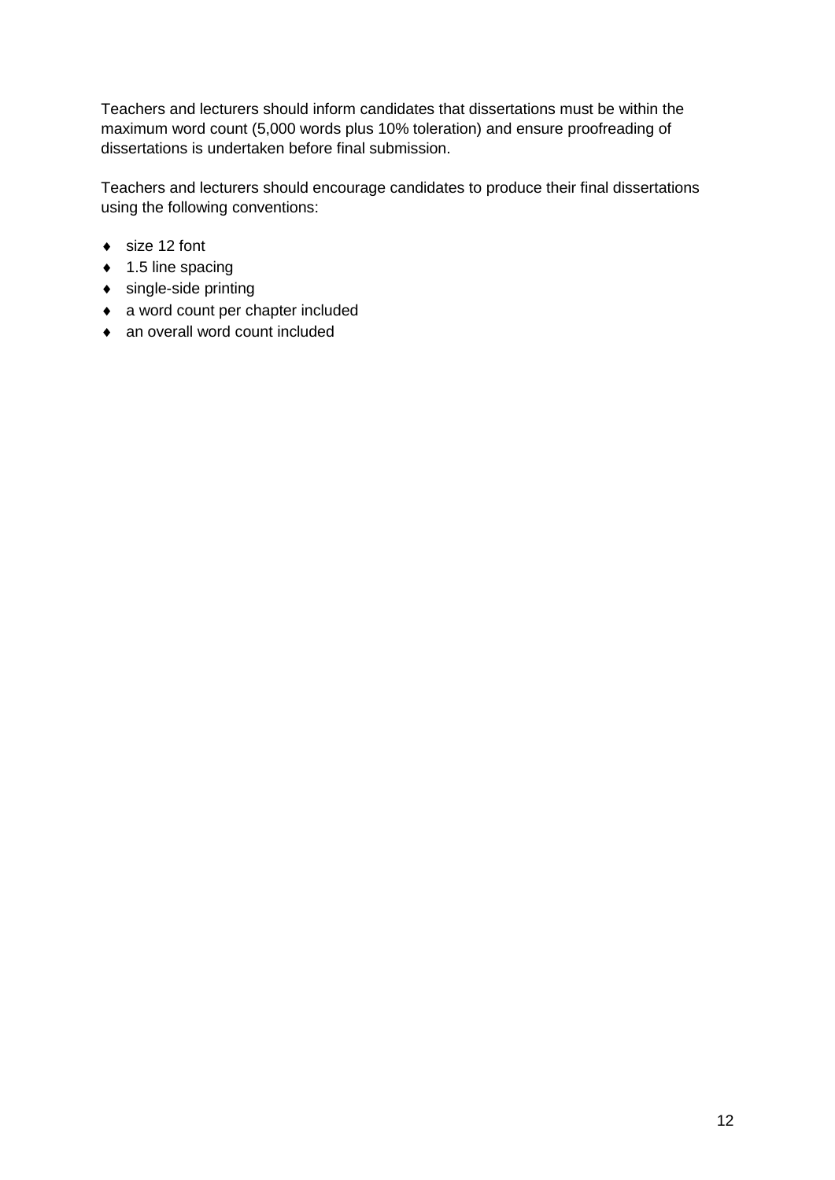Teachers and lecturers should inform candidates that dissertations must be within the maximum word count (5,000 words plus 10% toleration) and ensure proofreading of dissertations is undertaken before final submission.

Teachers and lecturers should encourage candidates to produce their final dissertations using the following conventions:

- size 12 font
- 1.5 line spacing
- single-side printing
- a word count per chapter included
- an overall word count included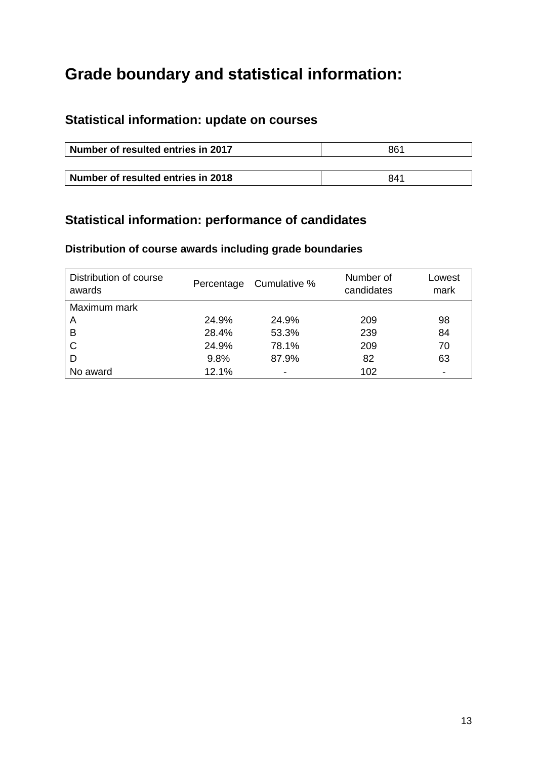# Grade boundary and statistical information:

## Statistical information: update on courses

| Number of resulted entries in 2017 | 861 |
|---|---|

| Number of resulted entries in 2018 | 841 |
|---|---|

## Statistical information: performance of candidates

### Distribution of course awards including grade boundaries

| Distribution of course awards | Percentage | Cumulative % | Number of candidates | Lowest mark |
|---|---|---|---|---|
| Maximum mark | | | | |
| A | 24.9% | 24.9% | 209 | 98 |
| B | 28.4% | 53.3% | 239 | 84 |
| C | 24.9% | 78.1% | 209 | 70 |
| D | 9.8% | 87.9% | 82 | 63 |
| No award | 12.1% | - | 102 | - |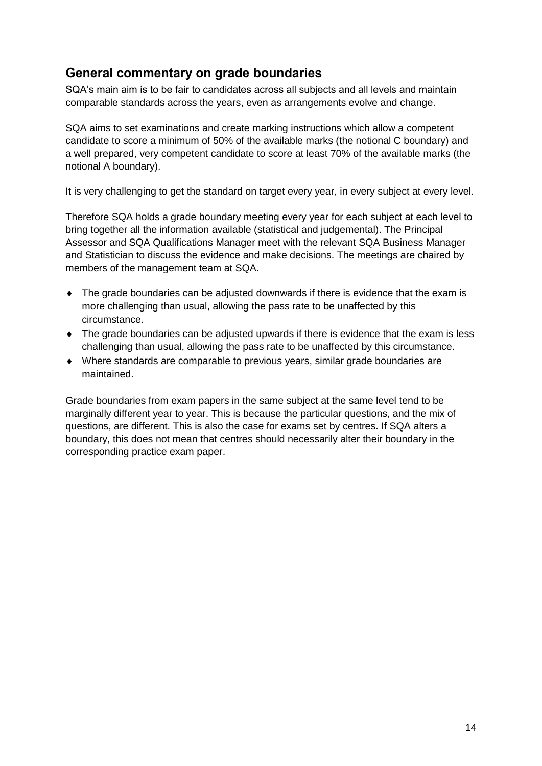## General commentary on grade boundaries

SQA's main aim is to be fair to candidates across all subjects and all levels and maintain comparable standards across the years, even as arrangements evolve and change.

SQA aims to set examinations and create marking instructions which allow a competent candidate to score a minimum of 50% of the available marks (the notional C boundary) and a well prepared, very competent candidate to score at least 70% of the available marks (the notional A boundary).

It is very challenging to get the standard on target every year, in every subject at every level.

Therefore SQA holds a grade boundary meeting every year for each subject at each level to bring together all the information available (statistical and judgemental). The Principal Assessor and SQA Qualifications Manager meet with the relevant SQA Business Manager and Statistician to discuss the evidence and make decisions. The meetings are chaired by members of the management team at SQA.

- The grade boundaries can be adjusted downwards if there is evidence that the exam is more challenging than usual, allowing the pass rate to be unaffected by this circumstance.
- The grade boundaries can be adjusted upwards if there is evidence that the exam is less challenging than usual, allowing the pass rate to be unaffected by this circumstance.
- Where standards are comparable to previous years, similar grade boundaries are maintained.

Grade boundaries from exam papers in the same subject at the same level tend to be marginally different year to year. This is because the particular questions, and the mix of questions, are different. This is also the case for exams set by centres. If SQA alters a boundary, this does not mean that centres should necessarily alter their boundary in the corresponding practice exam paper.